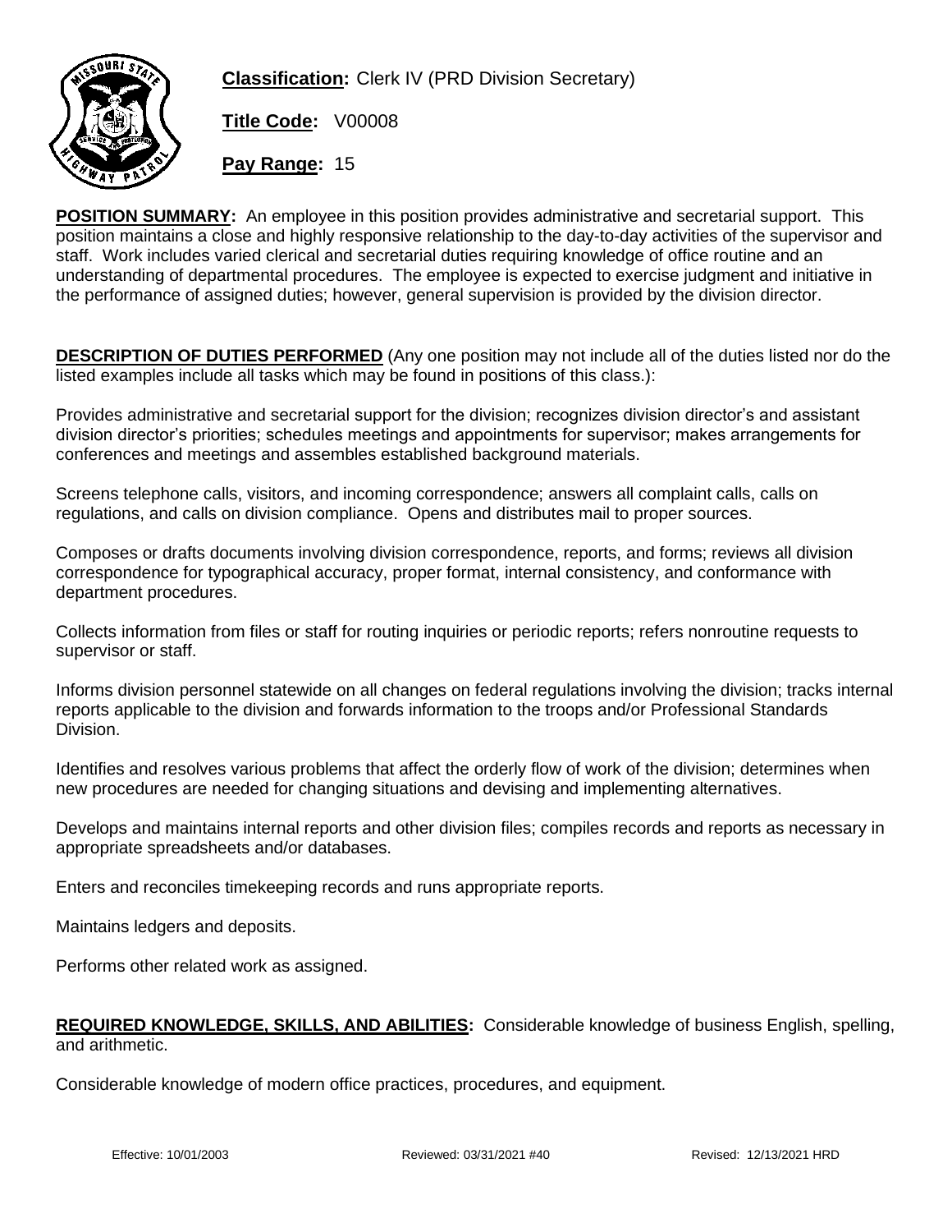**Classification:** Clerk IV (PRD Division Secretary)

**Title Code:** V00008

**Pay Range:** 15

**POSITION SUMMARY:** An employee in this position provides administrative and secretarial support. This position maintains a close and highly responsive relationship to the day-to-day activities of the supervisor and staff. Work includes varied clerical and secretarial duties requiring knowledge of office routine and an understanding of departmental procedures. The employee is expected to exercise judgment and initiative in the performance of assigned duties; however, general supervision is provided by the division director.

**DESCRIPTION OF DUTIES PERFORMED** (Any one position may not include all of the duties listed nor do the listed examples include all tasks which may be found in positions of this class.):

Provides administrative and secretarial support for the division; recognizes division director's and assistant division director's priorities; schedules meetings and appointments for supervisor; makes arrangements for conferences and meetings and assembles established background materials.

Screens telephone calls, visitors, and incoming correspondence; answers all complaint calls, calls on regulations, and calls on division compliance. Opens and distributes mail to proper sources.

Composes or drafts documents involving division correspondence, reports, and forms; reviews all division correspondence for typographical accuracy, proper format, internal consistency, and conformance with department procedures.

Collects information from files or staff for routing inquiries or periodic reports; refers nonroutine requests to supervisor or staff.

Informs division personnel statewide on all changes on federal regulations involving the division; tracks internal reports applicable to the division and forwards information to the troops and/or Professional Standards Division.

Identifies and resolves various problems that affect the orderly flow of work of the division; determines when new procedures are needed for changing situations and devising and implementing alternatives.

Develops and maintains internal reports and other division files; compiles records and reports as necessary in appropriate spreadsheets and/or databases.

Enters and reconciles timekeeping records and runs appropriate reports.

Maintains ledgers and deposits.

Performs other related work as assigned.

**REQUIRED KNOWLEDGE, SKILLS, AND ABILITIES:** Considerable knowledge of business English, spelling, and arithmetic.

Considerable knowledge of modern office practices, procedures, and equipment.

Effective: 10/01/2003 Reviewed: 03/31/2021 #40 Revised: 12/13/2021 HRD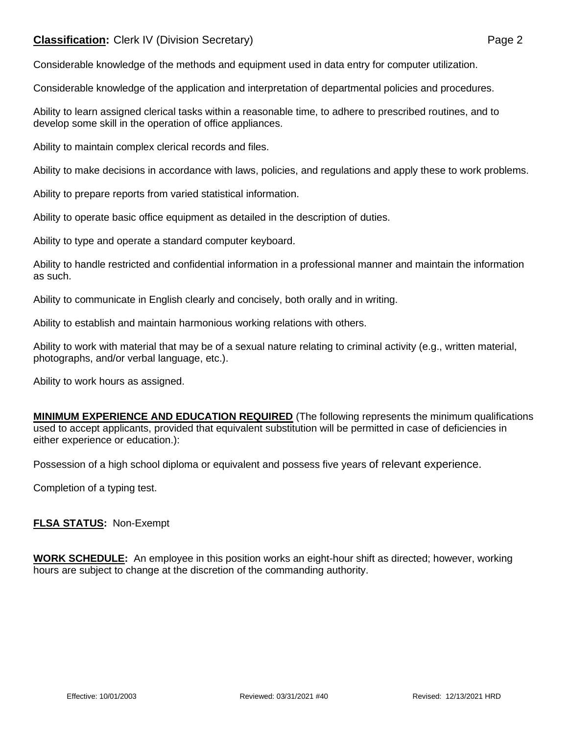Considerable knowledge of the methods and equipment used in data entry for computer utilization.

Considerable knowledge of the application and interpretation of departmental policies and procedures.

Ability to learn assigned clerical tasks within a reasonable time, to adhere to prescribed routines, and to develop some skill in the operation of office appliances.

Ability to maintain complex clerical records and files.

Ability to make decisions in accordance with laws, policies, and regulations and apply these to work problems.

Ability to prepare reports from varied statistical information.

Ability to operate basic office equipment as detailed in the description of duties.

Ability to type and operate a standard computer keyboard.

Ability to handle restricted and confidential information in a professional manner and maintain the information as such.

Ability to communicate in English clearly and concisely, both orally and in writing.

Ability to establish and maintain harmonious working relations with others.

Ability to work with material that may be of a sexual nature relating to criminal activity (e.g., written material, photographs, and/or verbal language, etc.).

Ability to work hours as assigned.

**MINIMUM EXPERIENCE AND EDUCATION REQUIRED** (The following represents the minimum qualifications used to accept applicants, provided that equivalent substitution will be permitted in case of deficiencies in either experience or education.):

Possession of a high school diploma or equivalent and possess five years of relevant experience.

Completion of a typing test.

**FLSA STATUS:** Non-Exempt

**WORK SCHEDULE:** An employee in this position works an eight-hour shift as directed; however, working hours are subject to change at the discretion of the commanding authority.

Effective: 10/01/2003 Reviewed: 03/31/2021 #40 Revised: 12/13/2021 HRD